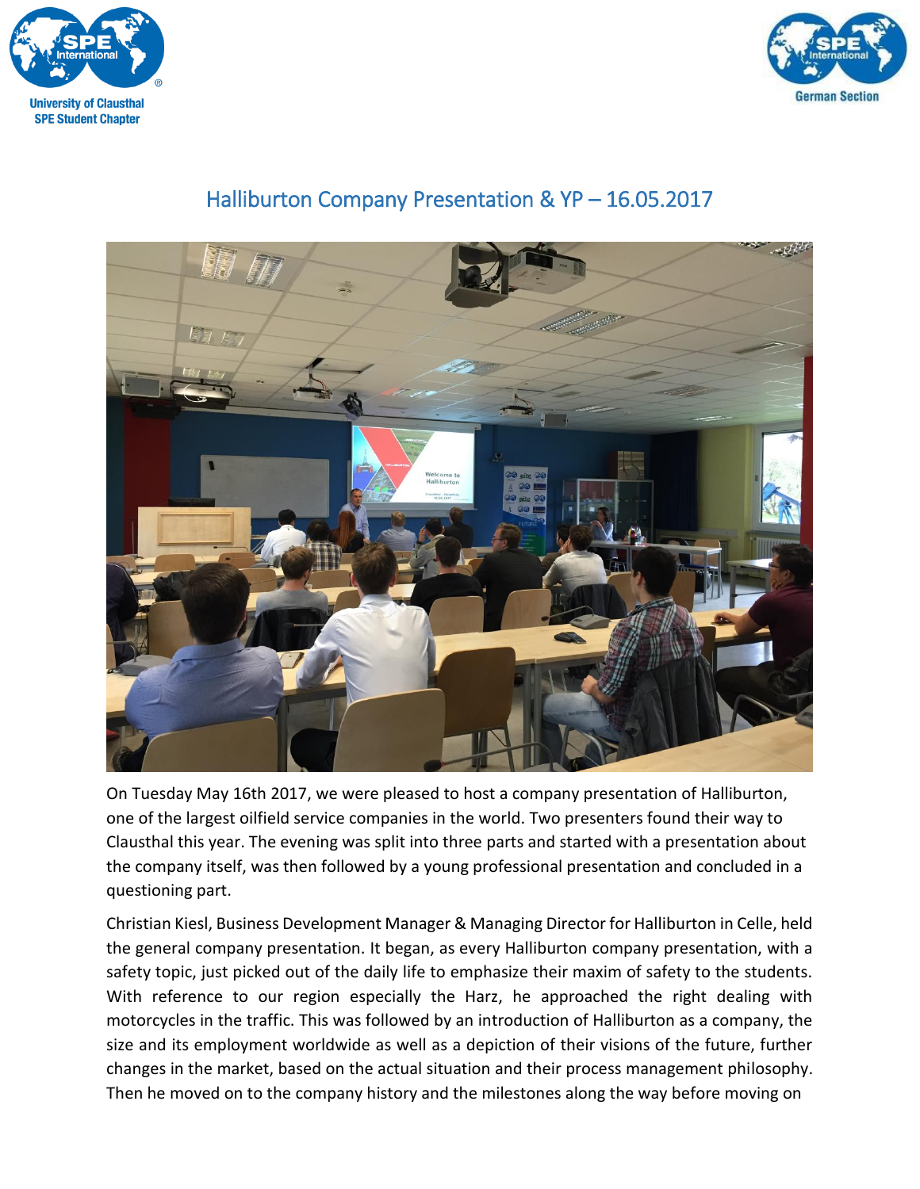University of Clausthal
SPE Student Chapter

German Section

# Halliburton Company Presentation & YP – 16.05.2017

On Tuesday May 16th 2017, we were pleased to host a company presentation of Halliburton, one of the largest oilfield service companies in the world. Two presenters found their way to Clausthal this year. The evening was split into three parts and started with a presentation about the company itself, was then followed by a young professional presentation and concluded in a questioning part.

Christian Kiesl, Business Development Manager & Managing Director for Halliburton in Celle, held the general company presentation. It began, as every Halliburton company presentation, with a safety topic, just picked out of the daily life to emphasize their maxim of safety to the students. With reference to our region especially the Harz, he approached the right dealing with motorcycles in the traffic. This was followed by an introduction of Halliburton as a company, the size and its employment worldwide as well as a depiction of their visions of the future, further changes in the market, based on the actual situation and their process management philosophy. Then he moved on to the company history and the milestones along the way before moving on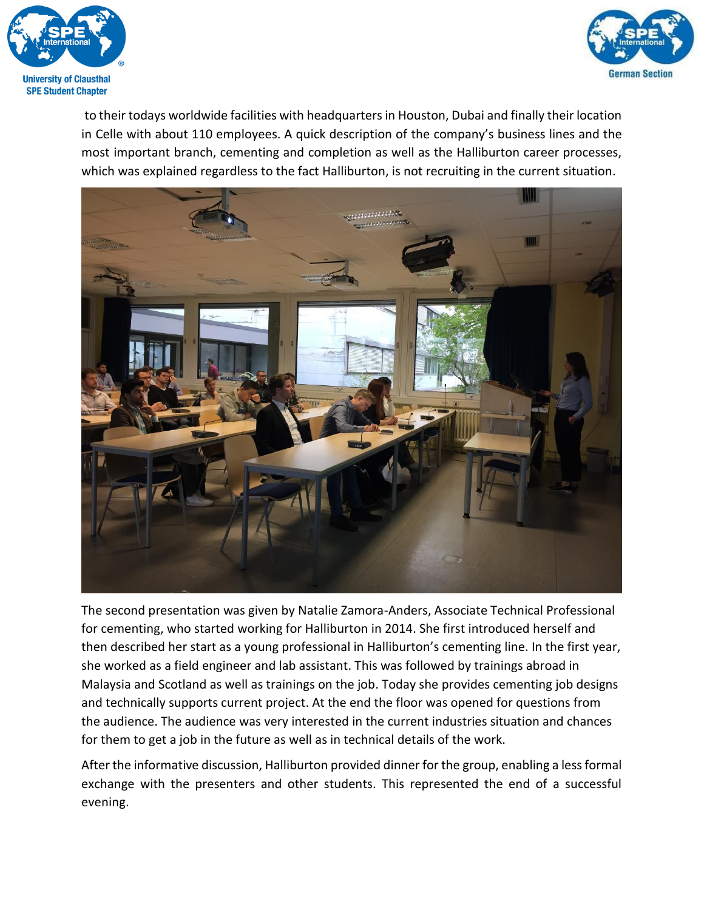to their todays worldwide facilities with headquarters in Houston, Dubai and finally their location in Celle with about 110 employees. A quick description of the company's business lines and the most important branch, cementing and completion as well as the Halliburton career processes, which was explained regardless to the fact Halliburton, is not recruiting in the current situation.

The second presentation was given by Natalie Zamora-Anders, Associate Technical Professional for cementing, who started working for Halliburton in 2014. She first introduced herself and then described her start as a young professional in Halliburton's cementing line. In the first year, she worked as a field engineer and lab assistant. This was followed by trainings abroad in Malaysia and Scotland as well as trainings on the job. Today she provides cementing job designs and technically supports current project. At the end the floor was opened for questions from the audience. The audience was very interested in the current industries situation and chances for them to get a job in the future as well as in technical details of the work.

After the informative discussion, Halliburton provided dinner for the group, enabling a less formal exchange with the presenters and other students. This represented the end of a successful evening.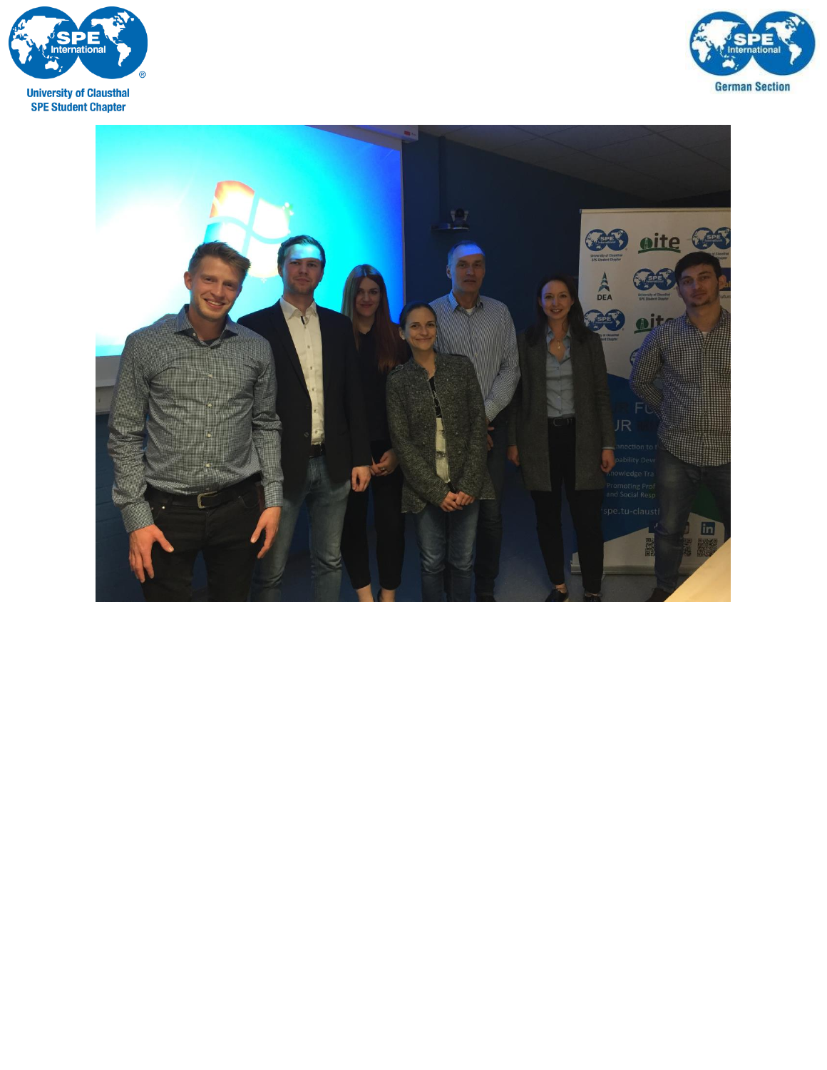University of Clausthal
SPE Student Chapter

German Section